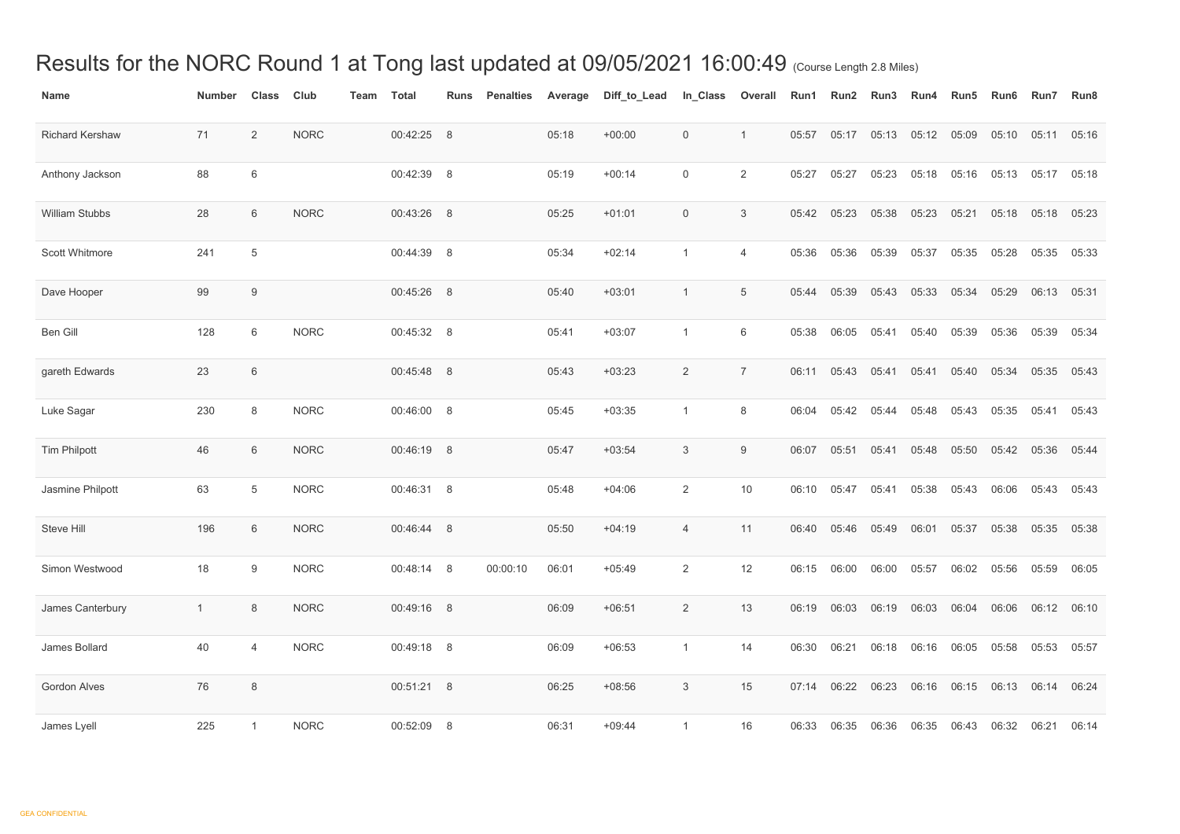# Results for the NORC Round 1 at Tong last updated at 09/05/2021 16:00:49 (Course Length 2.8 Miles)

| Name | Number | Class | Club | Team | Total | Runs | Penalties | Average | Diff_to_Lead | In_Class | Overall | Run1 | Run2 | Run3 | Run4 | Run5 | Run6 | Run7 | Run8 |
|---|---|---|---|---|---|---|---|---|---|---|---|---|---|---|---|---|---|---|---|
| Richard Kershaw | 71 | 2 | NORC | | 00:42:25 | 8 | | 05:18 | +00:00 | 0 | 1 | 05:57 | 05:17 | 05:13 | 05:12 | 05:09 | 05:10 | 05:11 | 05:16 |
| Anthony Jackson | 88 | 6 | | | 00:42:39 | 8 | | 05:19 | +00:14 | 0 | 2 | 05:27 | 05:27 | 05:23 | 05:18 | 05:16 | 05:13 | 05:17 | 05:18 |
| William Stubbs | 28 | 6 | NORC | | 00:43:26 | 8 | | 05:25 | +01:01 | 0 | 3 | 05:42 | 05:23 | 05:38 | 05:23 | 05:21 | 05:18 | 05:18 | 05:23 |
| Scott Whitmore | 241 | 5 | | | 00:44:39 | 8 | | 05:34 | +02:14 | 1 | 4 | 05:36 | 05:36 | 05:39 | 05:37 | 05:35 | 05:28 | 05:35 | 05:33 |
| Dave Hooper | 99 | 9 | | | 00:45:26 | 8 | | 05:40 | +03:01 | 1 | 5 | 05:44 | 05:39 | 05:43 | 05:33 | 05:34 | 05:29 | 06:13 | 05:31 |
| Ben Gill | 128 | 6 | NORC | | 00:45:32 | 8 | | 05:41 | +03:07 | 1 | 6 | 05:38 | 06:05 | 05:41 | 05:40 | 05:39 | 05:36 | 05:39 | 05:34 |
| gareth Edwards | 23 | 6 | | | 00:45:48 | 8 | | 05:43 | +03:23 | 2 | 7 | 06:11 | 05:43 | 05:41 | 05:41 | 05:40 | 05:34 | 05:35 | 05:43 |
| Luke Sagar | 230 | 8 | NORC | | 00:46:00 | 8 | | 05:45 | +03:35 | 1 | 8 | 06:04 | 05:42 | 05:44 | 05:48 | 05:43 | 05:35 | 05:41 | 05:43 |
| Tim Philpott | 46 | 6 | NORC | | 00:46:19 | 8 | | 05:47 | +03:54 | 3 | 9 | 06:07 | 05:51 | 05:41 | 05:48 | 05:50 | 05:42 | 05:36 | 05:44 |
| Jasmine Philpott | 63 | 5 | NORC | | 00:46:31 | 8 | | 05:48 | +04:06 | 2 | 10 | 06:10 | 05:47 | 05:41 | 05:38 | 05:43 | 06:06 | 05:43 | 05:43 |
| Steve Hill | 196 | 6 | NORC | | 00:46:44 | 8 | | 05:50 | +04:19 | 4 | 11 | 06:40 | 05:46 | 05:49 | 06:01 | 05:37 | 05:38 | 05:35 | 05:38 |
| Simon Westwood | 18 | 9 | NORC | | 00:48:14 | 8 | 00:00:10 | 06:01 | +05:49 | 2 | 12 | 06:15 | 06:00 | 06:00 | 05:57 | 06:02 | 05:56 | 05:59 | 06:05 |
| James Canterbury | 1 | 8 | NORC | | 00:49:16 | 8 | | 06:09 | +06:51 | 2 | 13 | 06:19 | 06:03 | 06:19 | 06:03 | 06:04 | 06:06 | 06:12 | 06:10 |
| James Bollard | 40 | 4 | NORC | | 00:49:18 | 8 | | 06:09 | +06:53 | 1 | 14 | 06:30 | 06:21 | 06:18 | 06:16 | 06:05 | 05:58 | 05:53 | 05:57 |
| Gordon Alves | 76 | 8 | | | 00:51:21 | 8 | | 06:25 | +08:56 | 3 | 15 | 07:14 | 06:22 | 06:23 | 06:16 | 06:15 | 06:13 | 06:14 | 06:24 |
| James Lyell | 225 | 1 | NORC | | 00:52:09 | 8 | | 06:31 | +09:44 | 1 | 16 | 06:33 | 06:35 | 06:36 | 06:35 | 06:43 | 06:32 | 06:21 | 06:14 |

GEA CONFIDENTIAL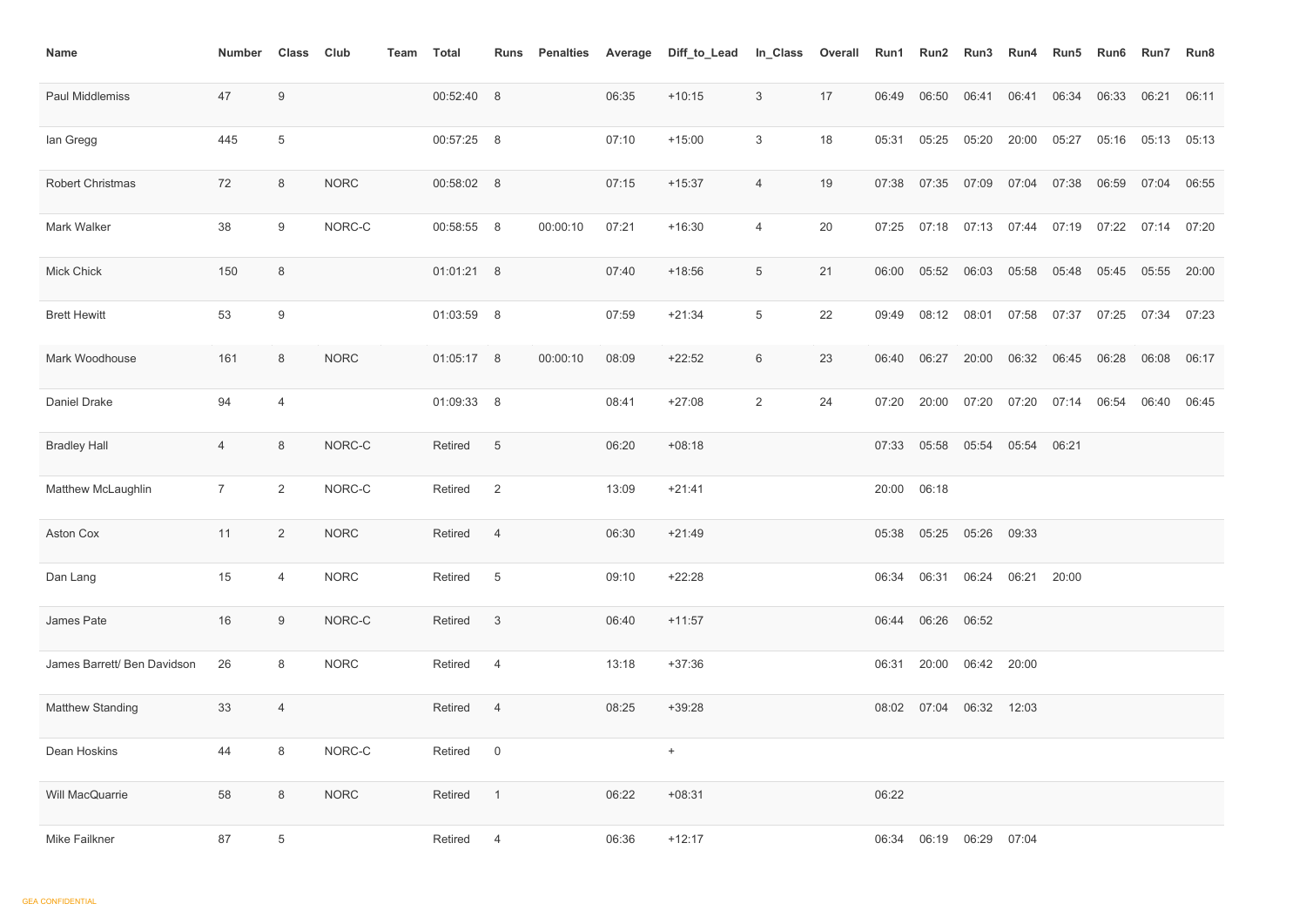| Name | Number | Class | Club | Team | Total | Runs | Penalties | Average | Diff_to_Lead | In_Class | Overall | Run1 | Run2 | Run3 | Run4 | Run5 | Run6 | Run7 | Run8 |
|---|---|---|---|---|---|---|---|---|---|---|---|---|---|---|---|---|---|---|---|
| Paul Middlemiss | 47 | 9 | | | 00:52:40 | 8 | | 06:35 | +10:15 | 3 | 17 | 06:49 | 06:50 | 06:41 | 06:41 | 06:34 | 06:33 | 06:21 | 06:11 |
| Ian Gregg | 445 | 5 | | | 00:57:25 | 8 | | 07:10 | +15:00 | 3 | 18 | 05:31 | 05:25 | 05:20 | 20:00 | 05:27 | 05:16 | 05:13 | 05:13 |
| Robert Christmas | 72 | 8 | NORC | | 00:58:02 | 8 | | 07:15 | +15:37 | 4 | 19 | 07:38 | 07:35 | 07:09 | 07:04 | 07:38 | 06:59 | 07:04 | 06:55 |
| Mark Walker | 38 | 9 | NORC-C | | 00:58:55 | 8 | 00:00:10 | 07:21 | +16:30 | 4 | 20 | 07:25 | 07:18 | 07:13 | 07:44 | 07:19 | 07:22 | 07:14 | 07:20 |
| Mick Chick | 150 | 8 | | | 01:01:21 | 8 | | 07:40 | +18:56 | 5 | 21 | 06:00 | 05:52 | 06:03 | 05:58 | 05:48 | 05:45 | 05:55 | 20:00 |
| Brett Hewitt | 53 | 9 | | | 01:03:59 | 8 | | 07:59 | +21:34 | 5 | 22 | 09:49 | 08:12 | 08:01 | 07:58 | 07:37 | 07:25 | 07:34 | 07:23 |
| Mark Woodhouse | 161 | 8 | NORC | | 01:05:17 | 8 | 00:00:10 | 08:09 | +22:52 | 6 | 23 | 06:40 | 06:27 | 20:00 | 06:32 | 06:45 | 06:28 | 06:08 | 06:17 |
| Daniel Drake | 94 | 4 | | | 01:09:33 | 8 | | 08:41 | +27:08 | 2 | 24 | 07:20 | 20:00 | 07:20 | 07:20 | 07:14 | 06:54 | 06:40 | 06:45 |
| Bradley Hall | 4 | 8 | NORC-C | | Retired | 5 | | 06:20 | +08:18 | | | 07:33 | 05:58 | 05:54 | 05:54 | 06:21 | | | |
| Matthew McLaughlin | 7 | 2 | NORC-C | | Retired | 2 | | 13:09 | +21:41 | | | 20:00 | 06:18 | | | | | | |
| Aston Cox | 11 | 2 | NORC | | Retired | 4 | | 06:30 | +21:49 | | | 05:38 | 05:25 | 05:26 | 09:33 | | | | |
| Dan Lang | 15 | 4 | NORC | | Retired | 5 | | 09:10 | +22:28 | | | 06:34 | 06:31 | 06:24 | 06:21 | 20:00 | | | |
| James Pate | 16 | 9 | NORC-C | | Retired | 3 | | 06:40 | +11:57 | | | 06:44 | 06:26 | 06:52 | | | | | |
| James Barrett/ Ben Davidson | 26 | 8 | NORC | | Retired | 4 | | 13:18 | +37:36 | | | 06:31 | 20:00 | 06:42 | 20:00 | | | | |
| Matthew Standing | 33 | 4 | | | Retired | 4 | | 08:25 | +39:28 | | | 08:02 | 07:04 | 06:32 | 12:03 | | | | |
| Dean Hoskins | 44 | 8 | NORC-C | | Retired | 0 | | | + | | | | | | | | | | |
| Will MacQuarrie | 58 | 8 | NORC | | Retired | 1 | | 06:22 | +08:31 | | | 06:22 | | | | | | | |
| Mike Failkner | 87 | 5 | | | Retired | 4 | | 06:36 | +12:17 | | | 06:34 | 06:19 | 06:29 | 07:04 | | | | |

GEA CONFIDENTIAL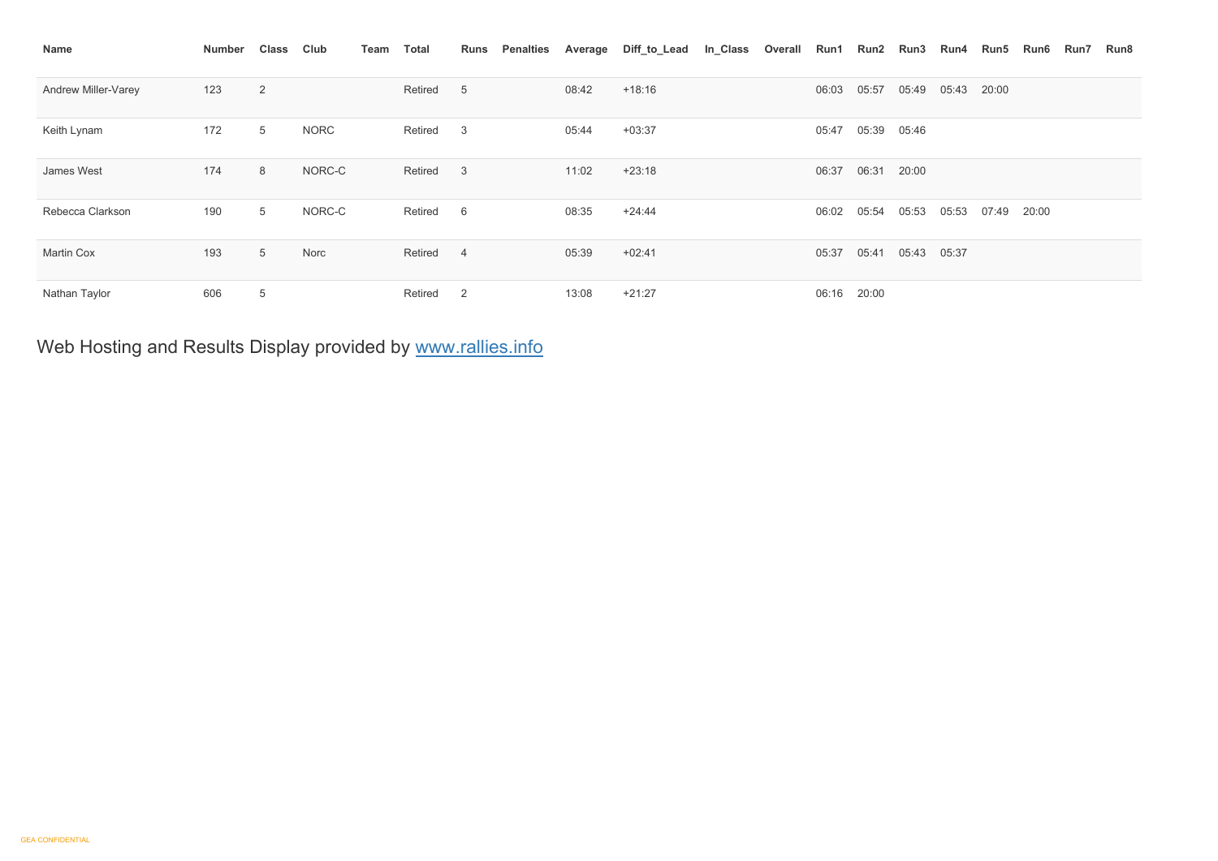| Name | Number | Class | Club | Team | Total | Runs | Penalties | Average | Diff_to_Lead | In_Class | Overall | Run1 | Run2 | Run3 | Run4 | Run5 | Run6 | Run7 | Run8 |
|---|---|---|---|---|---|---|---|---|---|---|---|---|---|---|---|---|---|---|---|
| Andrew Miller-Varey | 123 | 2 | | | Retired | 5 | | 08:42 | +18:16 | | | 06:03 | 05:57 | 05:49 | 05:43 | 20:00 | | | |
| Keith Lynam | 172 | 5 | NORC | | Retired | 3 | | 05:44 | +03:37 | | | 05:47 | 05:39 | 05:46 | | | | | |
| James West | 174 | 8 | NORC-C | | Retired | 3 | | 11:02 | +23:18 | | | 06:37 | 06:31 | 20:00 | | | | | |
| Rebecca Clarkson | 190 | 5 | NORC-C | | Retired | 6 | | 08:35 | +24:44 | | | 06:02 | 05:54 | 05:53 | 05:53 | 07:49 | 20:00 | | |
| Martin Cox | 193 | 5 | Norc | | Retired | 4 | | 05:39 | +02:41 | | | 05:37 | 05:41 | 05:43 | 05:37 | | | | |
| Nathan Taylor | 606 | 5 | | | Retired | 2 | | 13:08 | +21:27 | | | 06:16 | 20:00 | | | | | | |

Web Hosting and Results Display provided by [www.rallies.info](http://www.rallies.info)

GEA CONFIDENTIAL